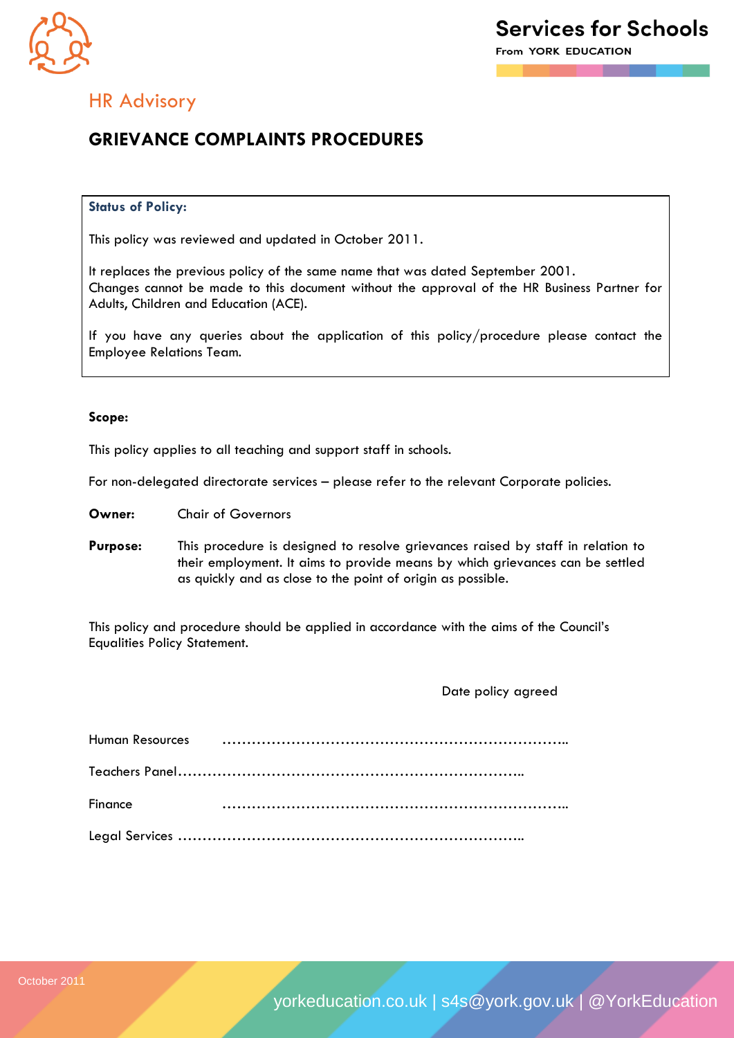Services for Schools

From YORK EDUCATION

HR Advisory

# GRIEVANCE COMPLAINTS PROCEDURES

**Status of Policy:**

This policy was reviewed and updated in October 2011.

It replaces the previous policy of the same name that was dated September 2001.
Changes cannot be made to this document without the approval of the HR Business Partner for Adults, Children and Education (ACE).

If you have any queries about the application of this policy/procedure please contact the Employee Relations Team.

**Scope:**

This policy applies to all teaching and support staff in schools.

For non-delegated directorate services – please refer to the relevant Corporate policies.

**Owner:** Chair of Governors

**Purpose:** This procedure is designed to resolve grievances raised by staff in relation to their employment. It aims to provide means by which grievances can be settled as quickly and as close to the point of origin as possible.

This policy and procedure should be applied in accordance with the aims of the Council's Equalities Policy Statement.

Date policy agreed

Human Resources ……………………………………………………………..

Teachers Panel……………………………………………………………..

Finance ……………………………………………………………..

Legal Services ……………………………………………………………..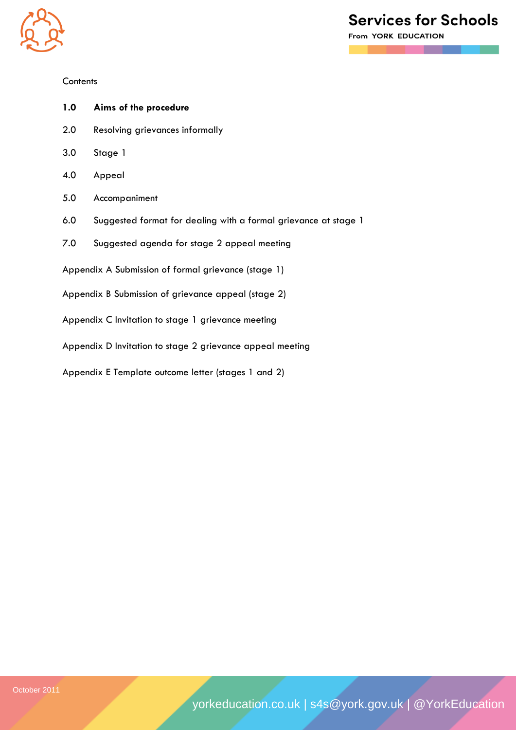Contents

**1.0 Aims of the procedure**

2.0 Resolving grievances informally

3.0 Stage 1

4.0 Appeal

5.0 Accompaniment

6.0 Suggested format for dealing with a formal grievance at stage 1

7.0 Suggested agenda for stage 2 appeal meeting

Appendix A Submission of formal grievance (stage 1)

Appendix B Submission of grievance appeal (stage 2)

Appendix C Invitation to stage 1 grievance meeting

Appendix D Invitation to stage 2 grievance appeal meeting

Appendix E Template outcome letter (stages 1 and 2)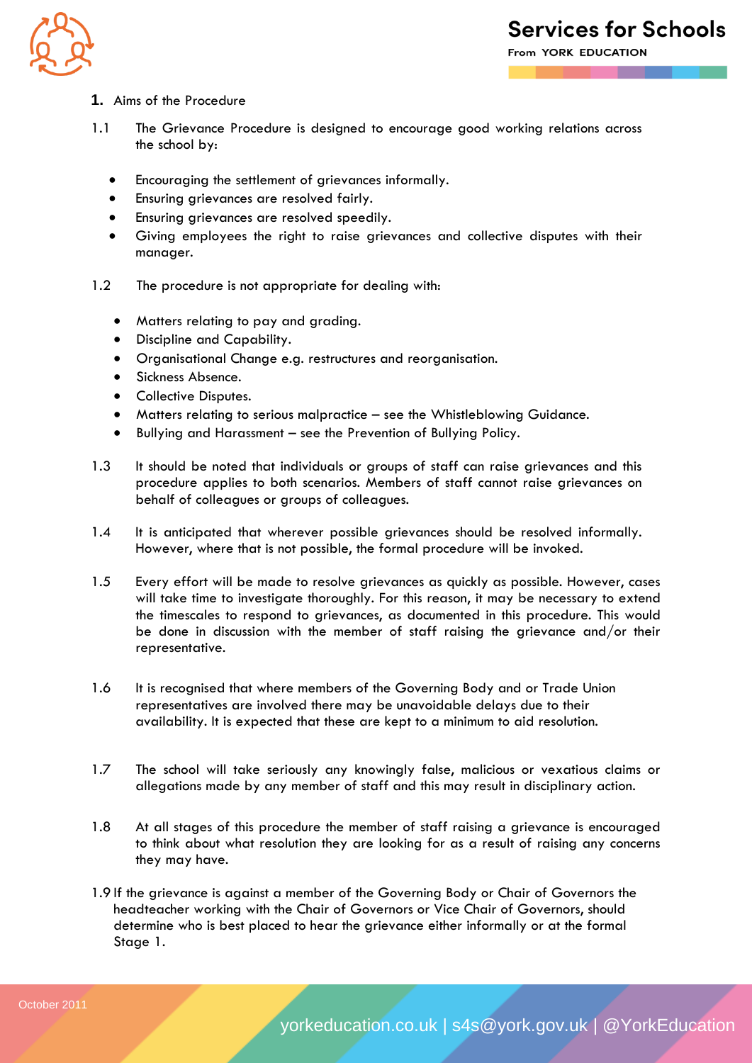## 1. Aims of the Procedure

1.1 The Grievance Procedure is designed to encourage good working relations across the school by:

- Encouraging the settlement of grievances informally.
- Ensuring grievances are resolved fairly.
- Ensuring grievances are resolved speedily.
- Giving employees the right to raise grievances and collective disputes with their manager.

1.2 The procedure is not appropriate for dealing with:

- Matters relating to pay and grading.
- Discipline and Capability.
- Organisational Change e.g. restructures and reorganisation.
- Sickness Absence.
- Collective Disputes.
- Matters relating to serious malpractice – see the Whistleblowing Guidance.
- Bullying and Harassment – see the Prevention of Bullying Policy.

1.3 It should be noted that individuals or groups of staff can raise grievances and this procedure applies to both scenarios. Members of staff cannot raise grievances on behalf of colleagues or groups of colleagues.

1.4 It is anticipated that wherever possible grievances should be resolved informally. However, where that is not possible, the formal procedure will be invoked.

1.5 Every effort will be made to resolve grievances as quickly as possible. However, cases will take time to investigate thoroughly. For this reason, it may be necessary to extend the timescales to respond to grievances, as documented in this procedure. This would be done in discussion with the member of staff raising the grievance and/or their representative.

1.6 It is recognised that where members of the Governing Body and or Trade Union representatives are involved there may be unavoidable delays due to their availability. It is expected that these are kept to a minimum to aid resolution.

1.7 The school will take seriously any knowingly false, malicious or vexatious claims or allegations made by any member of staff and this may result in disciplinary action.

1.8 At all stages of this procedure the member of staff raising a grievance is encouraged to think about what resolution they are looking for as a result of raising any concerns they may have.

1.9 If the grievance is against a member of the Governing Body or Chair of Governors the headteacher working with the Chair of Governors or Vice Chair of Governors, should determine who is best placed to hear the grievance either informally or at the formal Stage 1.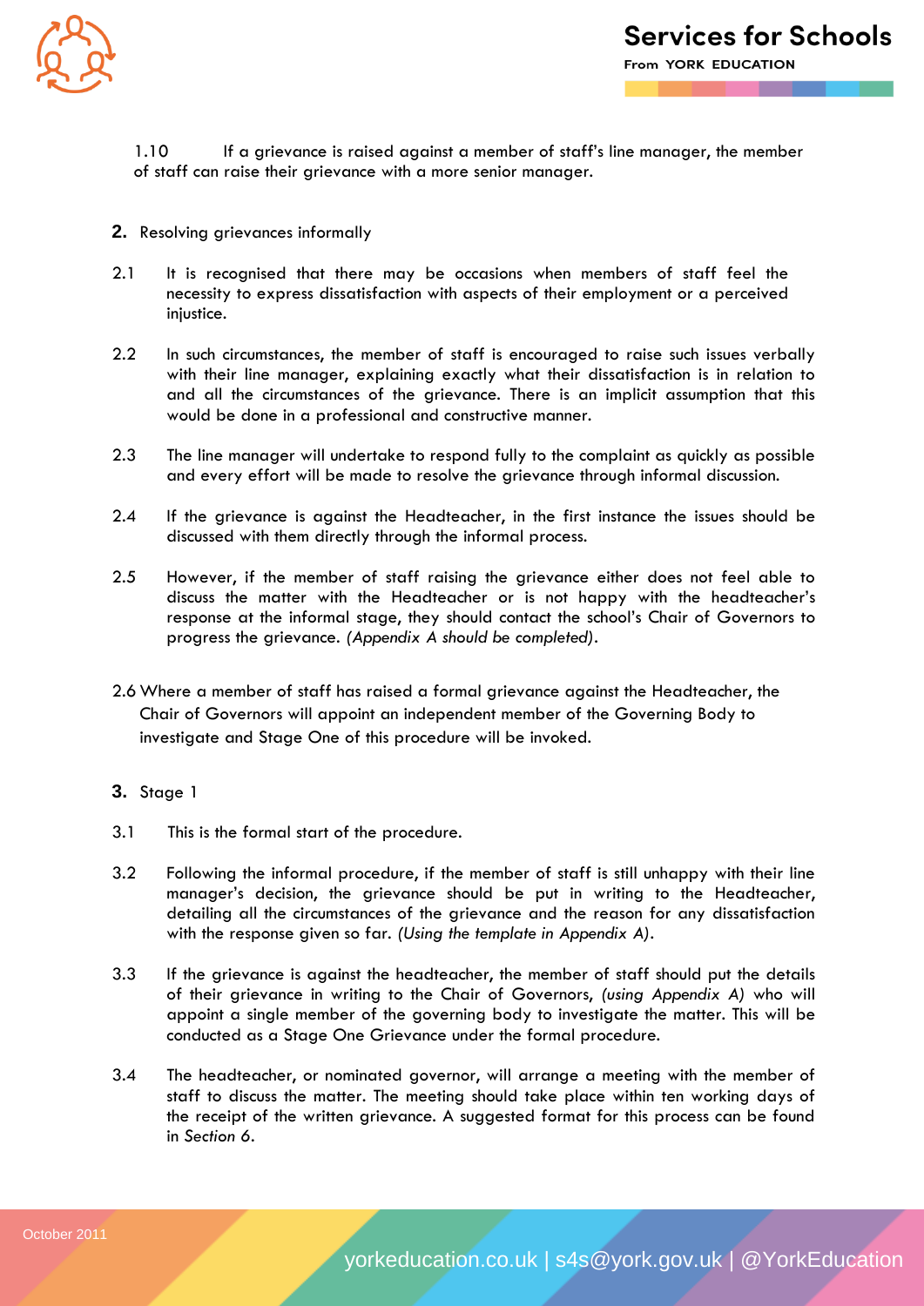1.10 If a grievance is raised against a member of staff's line manager, the member of staff can raise their grievance with a more senior manager.

## 2. Resolving grievances informally

2.1 It is recognised that there may be occasions when members of staff feel the necessity to express dissatisfaction with aspects of their employment or a perceived injustice.

2.2 In such circumstances, the member of staff is encouraged to raise such issues verbally with their line manager, explaining exactly what their dissatisfaction is in relation to and all the circumstances of the grievance. There is an implicit assumption that this would be done in a professional and constructive manner.

2.3 The line manager will undertake to respond fully to the complaint as quickly as possible and every effort will be made to resolve the grievance through informal discussion.

2.4 If the grievance is against the Headteacher, in the first instance the issues should be discussed with them directly through the informal process.

2.5 However, if the member of staff raising the grievance either does not feel able to discuss the matter with the Headteacher or is not happy with the headteacher's response at the informal stage, they should contact the school's Chair of Governors to progress the grievance. *(Appendix A should be completed)*.

2.6 Where a member of staff has raised a formal grievance against the Headteacher, the Chair of Governors will appoint an independent member of the Governing Body to investigate and Stage One of this procedure will be invoked.

## 3. Stage 1

3.1 This is the formal start of the procedure.

3.2 Following the informal procedure, if the member of staff is still unhappy with their line manager's decision, the grievance should be put in writing to the Headteacher, detailing all the circumstances of the grievance and the reason for any dissatisfaction with the response given so far. *(Using the template in Appendix A)*.

3.3 If the grievance is against the headteacher, the member of staff should put the details of their grievance in writing to the Chair of Governors, *(using Appendix A)* who will appoint a single member of the governing body to investigate the matter. This will be conducted as a Stage One Grievance under the formal procedure.

3.4 The headteacher, or nominated governor, will arrange a meeting with the member of staff to discuss the matter. The meeting should take place within ten working days of the receipt of the written grievance. A suggested format for this process can be found in *Section 6*.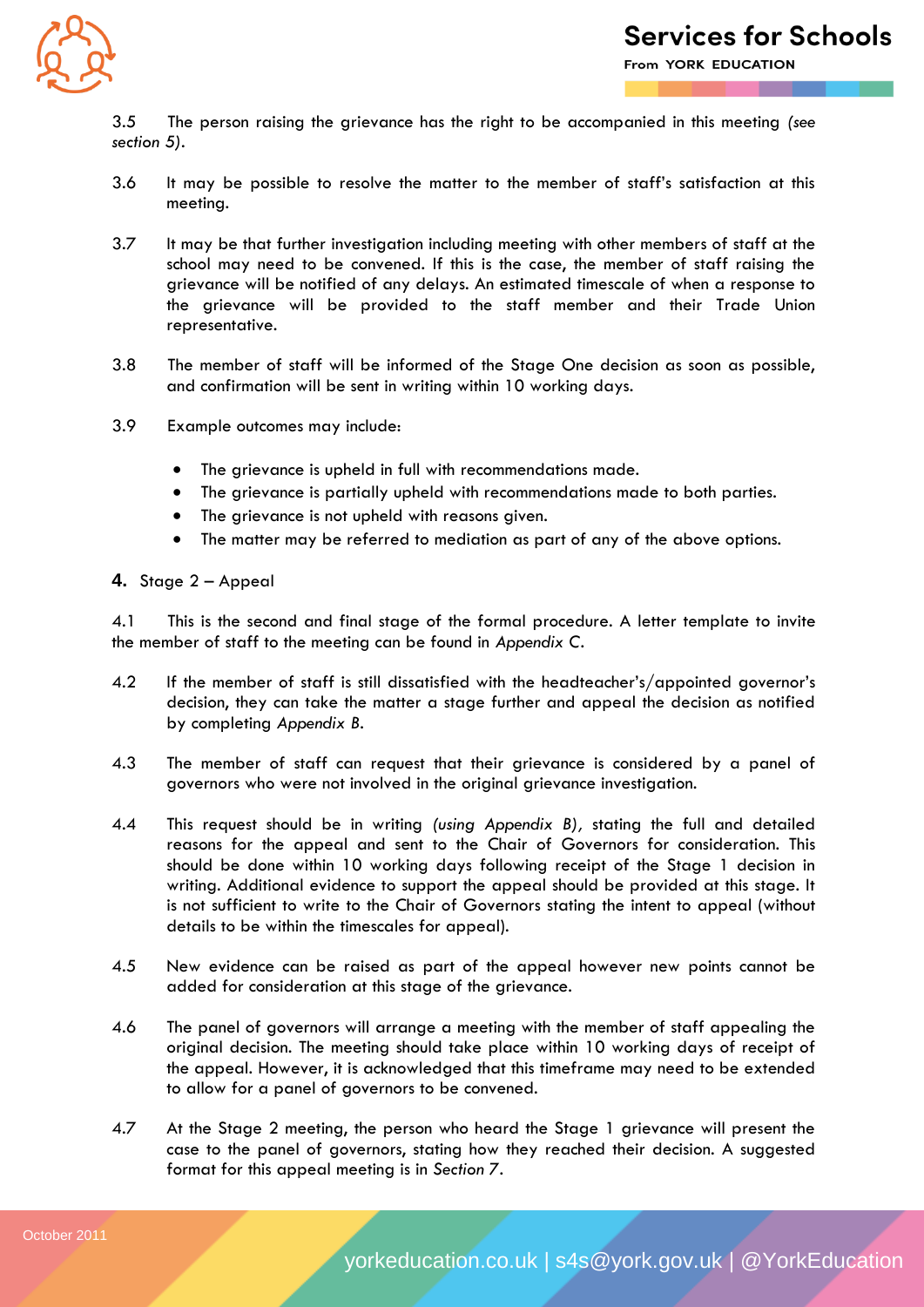3.5 The person raising the grievance has the right to be accompanied in this meeting *(see section 5)*.

3.6 It may be possible to resolve the matter to the member of staff's satisfaction at this meeting.

3.7 It may be that further investigation including meeting with other members of staff at the school may need to be convened. If this is the case, the member of staff raising the grievance will be notified of any delays. An estimated timescale of when a response to the grievance will be provided to the staff member and their Trade Union representative.

3.8 The member of staff will be informed of the Stage One decision as soon as possible, and confirmation will be sent in writing within 10 working days.

3.9 Example outcomes may include:

- The grievance is upheld in full with recommendations made.
- The grievance is partially upheld with recommendations made to both parties.
- The grievance is not upheld with reasons given.
- The matter may be referred to mediation as part of any of the above options.

## 4. Stage 2 – Appeal

4.1 This is the second and final stage of the formal procedure. A letter template to invite the member of staff to the meeting can be found in *Appendix* C.

4.2 If the member of staff is still dissatisfied with the headteacher's/appointed governor's decision, they can take the matter a stage further and appeal the decision as notified by completing *Appendix B*.

4.3 The member of staff can request that their grievance is considered by a panel of governors who were not involved in the original grievance investigation.

4.4 This request should be in writing *(using Appendix B)*, stating the full and detailed reasons for the appeal and sent to the Chair of Governors for consideration. This should be done within 10 working days following receipt of the Stage 1 decision in writing. Additional evidence to support the appeal should be provided at this stage. It is not sufficient to write to the Chair of Governors stating the intent to appeal (without details to be within the timescales for appeal).

4.5 New evidence can be raised as part of the appeal however new points cannot be added for consideration at this stage of the grievance.

4.6 The panel of governors will arrange a meeting with the member of staff appealing the original decision. The meeting should take place within 10 working days of receipt of the appeal. However, it is acknowledged that this timeframe may need to be extended to allow for a panel of governors to be convened.

4.7 At the Stage 2 meeting, the person who heard the Stage 1 grievance will present the case to the panel of governors, stating how they reached their decision. A suggested format for this appeal meeting is in *Section 7*.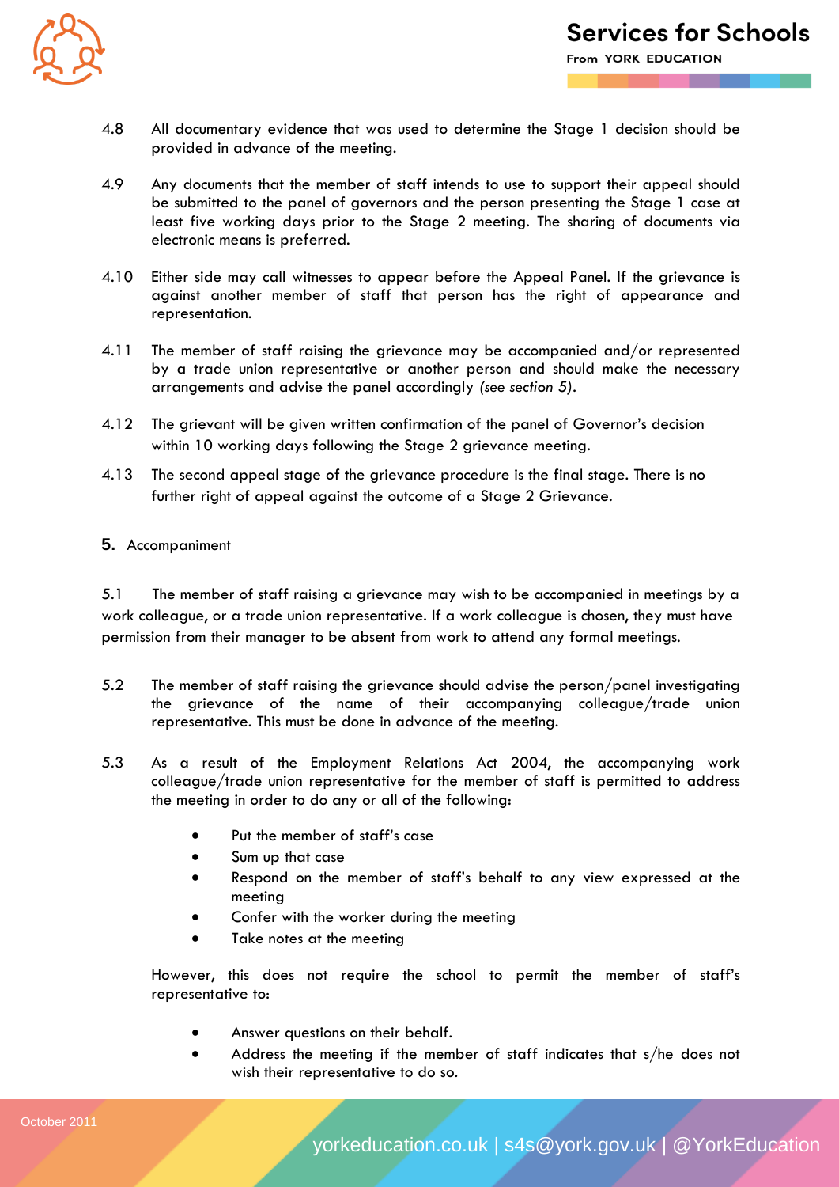4.8 All documentary evidence that was used to determine the Stage 1 decision should be provided in advance of the meeting.

4.9 Any documents that the member of staff intends to use to support their appeal should be submitted to the panel of governors and the person presenting the Stage 1 case at least five working days prior to the Stage 2 meeting. The sharing of documents via electronic means is preferred.

4.10 Either side may call witnesses to appear before the Appeal Panel. If the grievance is against another member of staff that person has the right of appearance and representation.

4.11 The member of staff raising the grievance may be accompanied and/or represented by a trade union representative or another person and should make the necessary arrangements and advise the panel accordingly *(see section 5)*.

4.12 The grievant will be given written confirmation of the panel of Governor's decision within 10 working days following the Stage 2 grievance meeting.

4.13 The second appeal stage of the grievance procedure is the final stage. There is no further right of appeal against the outcome of a Stage 2 Grievance.

## 5. Accompaniment

5.1 The member of staff raising a grievance may wish to be accompanied in meetings by a work colleague, or a trade union representative. If a work colleague is chosen, they must have permission from their manager to be absent from work to attend any formal meetings.

5.2 The member of staff raising the grievance should advise the person/panel investigating the grievance of the name of their accompanying colleague/trade union representative. This must be done in advance of the meeting.

5.3 As a result of the Employment Relations Act 2004, the accompanying work colleague/trade union representative for the member of staff is permitted to address the meeting in order to do any or all of the following:

- Put the member of staff's case
- Sum up that case
- Respond on the member of staff's behalf to any view expressed at the meeting
- Confer with the worker during the meeting
- Take notes at the meeting

However, this does not require the school to permit the member of staff's representative to:

- Answer questions on their behalf.
- Address the meeting if the member of staff indicates that s/he does not wish their representative to do so.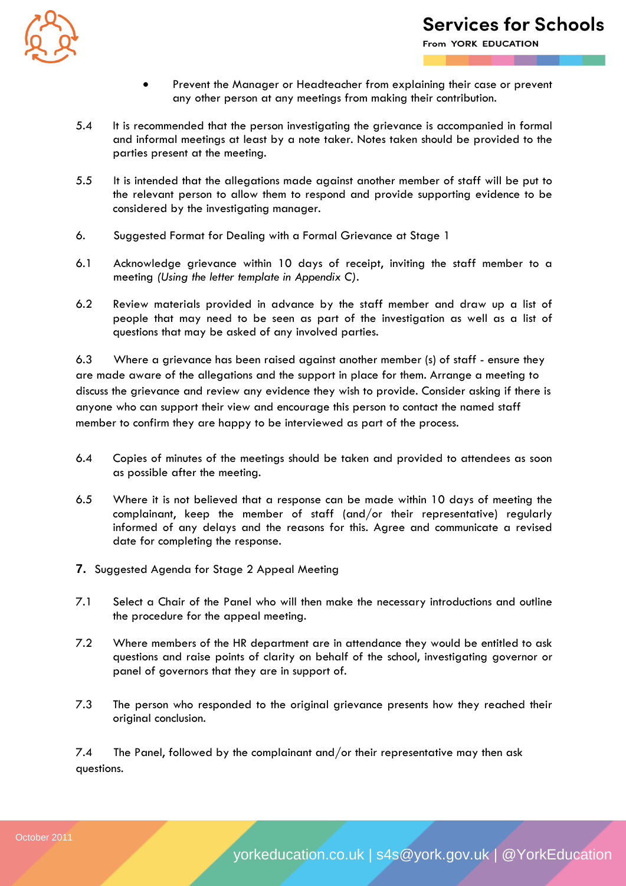- Prevent the Manager or Headteacher from explaining their case or prevent any other person at any meetings from making their contribution.

5.4 It is recommended that the person investigating the grievance is accompanied in formal and informal meetings at least by a note taker. Notes taken should be provided to the parties present at the meeting.

5.5 It is intended that the allegations made against another member of staff will be put to the relevant person to allow them to respond and provide supporting evidence to be considered by the investigating manager.

6. Suggested Format for Dealing with a Formal Grievance at Stage 1

6.1 Acknowledge grievance within 10 days of receipt, inviting the staff member to a meeting *(Using the letter template in Appendix* C).

6.2 Review materials provided in advance by the staff member and draw up a list of people that may need to be seen as part of the investigation as well as a list of questions that may be asked of any involved parties.

6.3 Where a grievance has been raised against another member (s) of staff - ensure they are made aware of the allegations and the support in place for them. Arrange a meeting to discuss the grievance and review any evidence they wish to provide. Consider asking if there is anyone who can support their view and encourage this person to contact the named staff member to confirm they are happy to be interviewed as part of the process.

6.4 Copies of minutes of the meetings should be taken and provided to attendees as soon as possible after the meeting.

6.5 Where it is not believed that a response can be made within 10 days of meeting the complainant, keep the member of staff (and/or their representative) regularly informed of any delays and the reasons for this. Agree and communicate a revised date for completing the response.

**7.** Suggested Agenda for Stage 2 Appeal Meeting

7.1 Select a Chair of the Panel who will then make the necessary introductions and outline the procedure for the appeal meeting.

7.2 Where members of the HR department are in attendance they would be entitled to ask questions and raise points of clarity on behalf of the school, investigating governor or panel of governors that they are in support of.

7.3 The person who responded to the original grievance presents how they reached their original conclusion.

7.4 The Panel, followed by the complainant and/or their representative may then ask questions.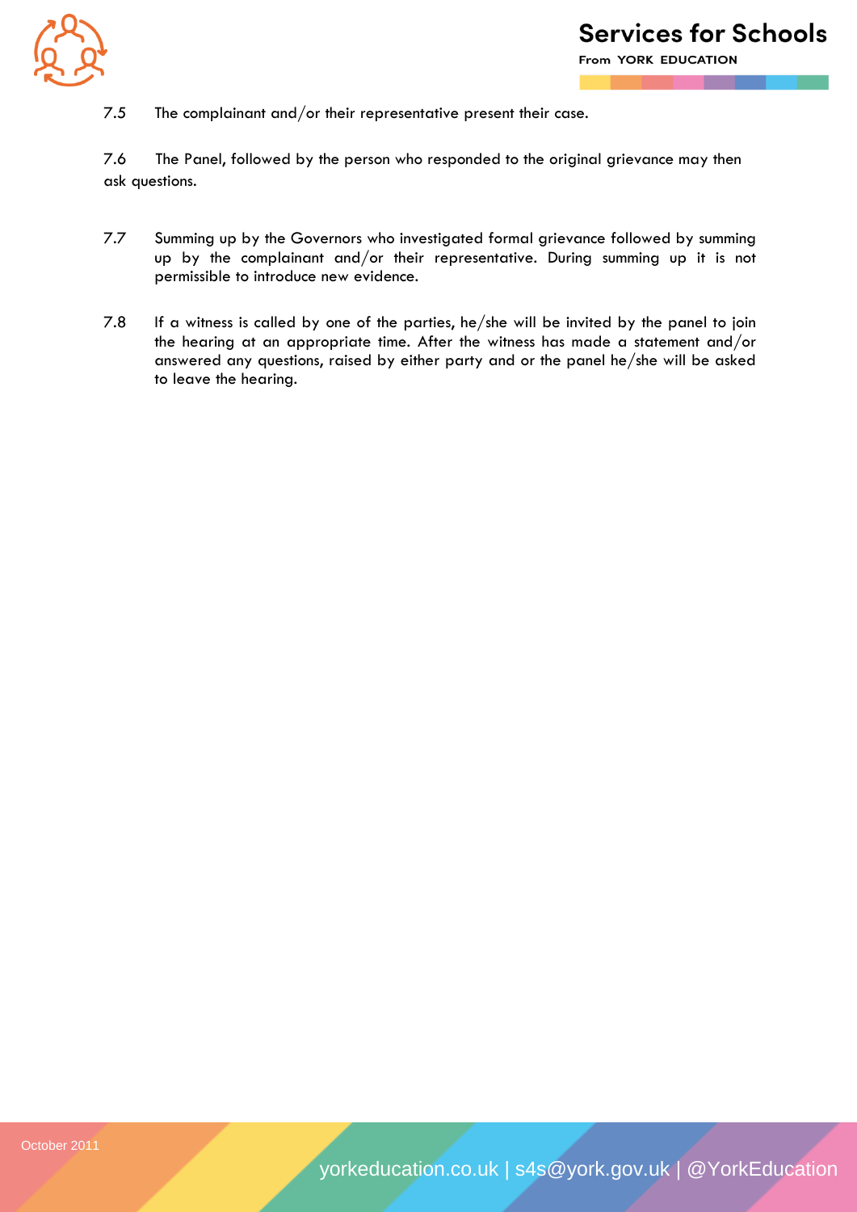7.5 The complainant and/or their representative present their case.

7.6 The Panel, followed by the person who responded to the original grievance may then ask questions.

7.7 Summing up by the Governors who investigated formal grievance followed by summing up by the complainant and/or their representative. During summing up it is not permissible to introduce new evidence.

7.8 If a witness is called by one of the parties, he/she will be invited by the panel to join the hearing at an appropriate time. After the witness has made a statement and/or answered any questions, raised by either party and or the panel he/she will be asked to leave the hearing.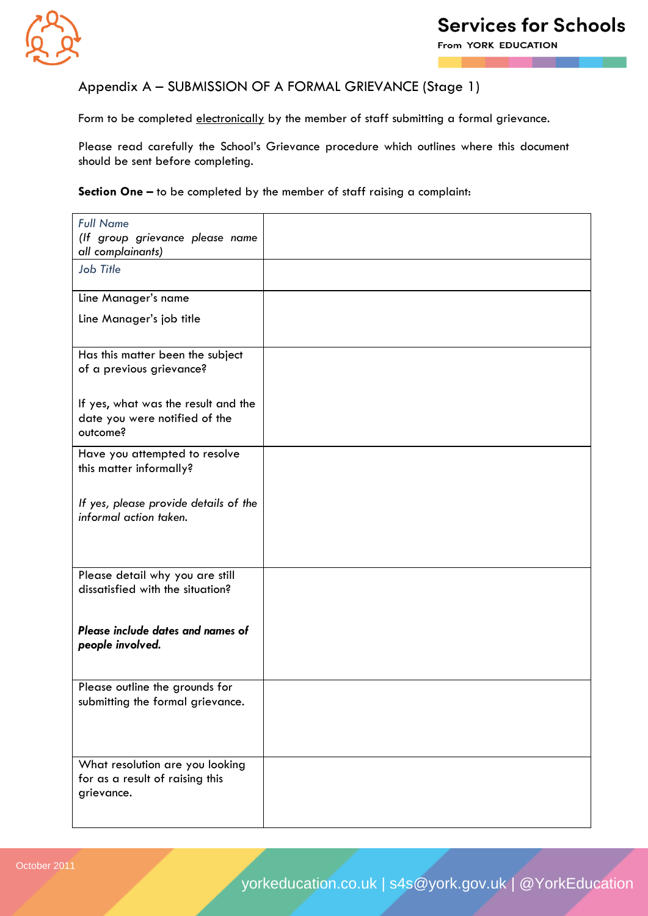## Appendix A – SUBMISSION OF A FORMAL GRIEVANCE (Stage 1)

Form to be completed electronically by the member of staff submitting a formal grievance.

Please read carefully the School's Grievance procedure which outlines where this document should be sent before completing.

**Section One –** to be completed by the member of staff raising a complaint:

| | |
|---|---|
| *Full Name*<br>*(If group grievance please name all complainants)* | |
| *Job Title* | |
| Line Manager's name<br>Line Manager's job title | |
| Has this matter been the subject of a previous grievance?<br><br>If yes, what was the result and the date you were notified of the outcome? | |
| Have you attempted to resolve this matter informally?<br><br>*If yes, please provide details of the informal action taken.* | |
| Please detail why you are still dissatisfied with the situation?<br><br>***Please include dates and names of people involved.*** | |
| Please outline the grounds for submitting the formal grievance. | |
| What resolution are you looking for as a result of raising this grievance. | |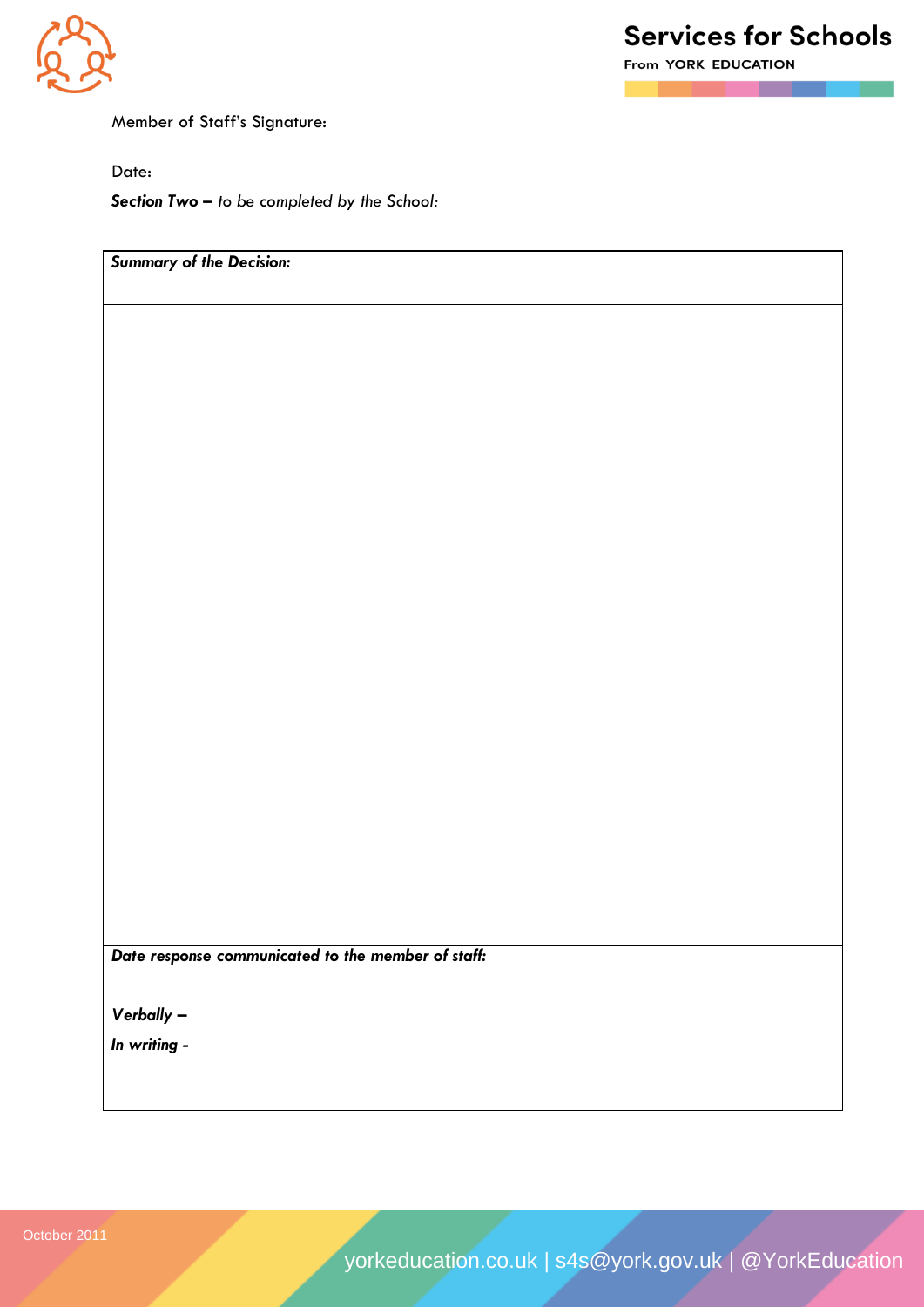Member of Staff's Signature:

Date:

***Section Two –*** *to be completed by the School:*

| ***Summary of the Decision:*** |
|---|
| |
| ***Date response communicated to the member of staff:***<br><br>***Verbally –***<br>***In writing -*** |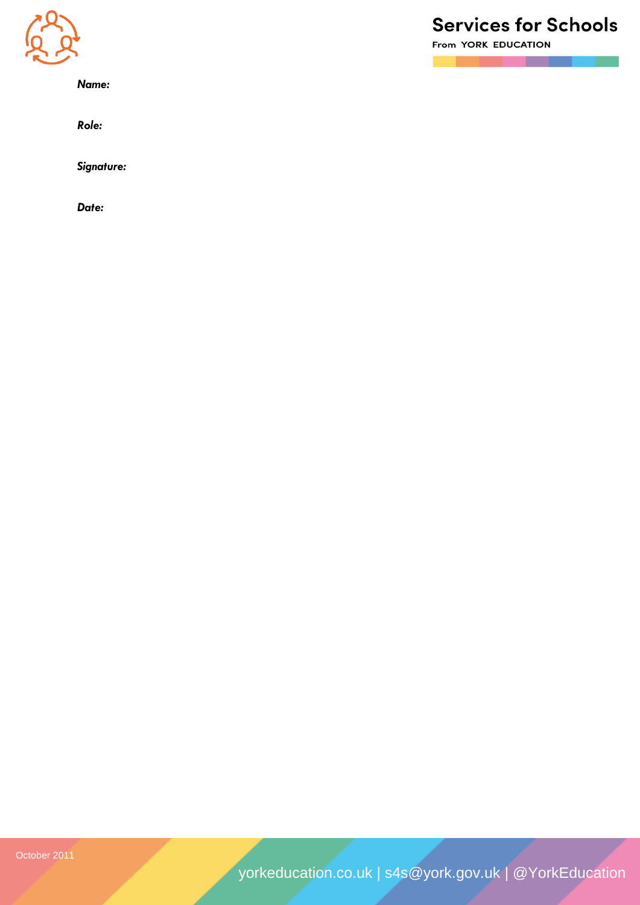***Name:***

***Role:***

***Signature:***

***Date:***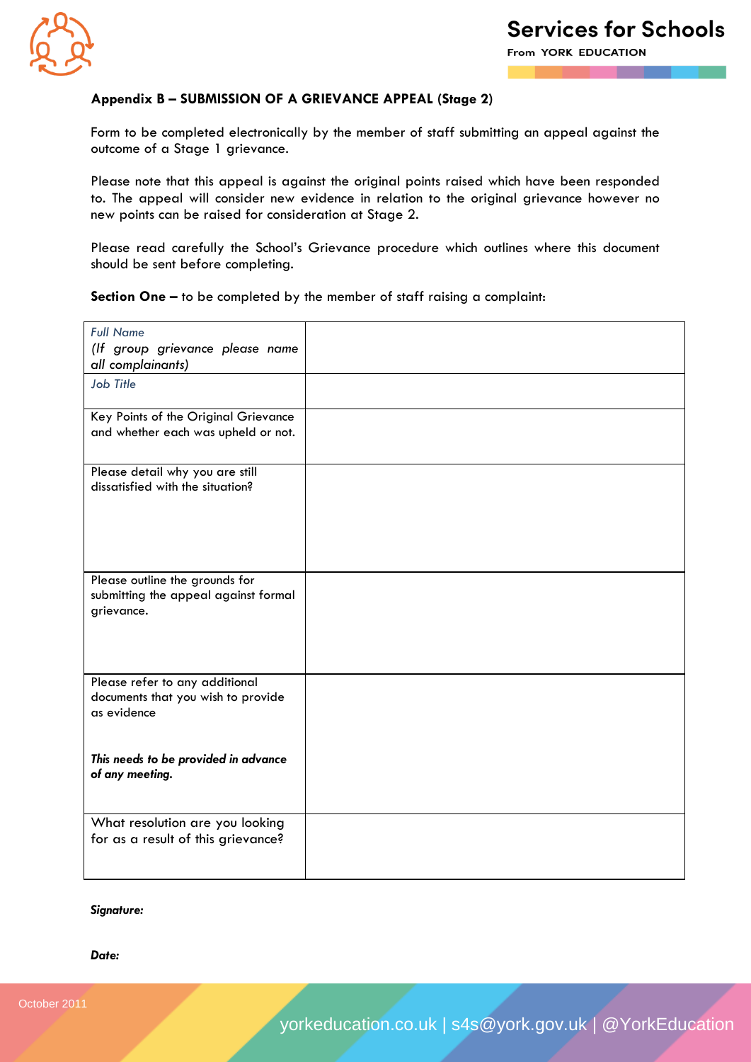**Appendix B – SUBMISSION OF A GRIEVANCE APPEAL (Stage 2)**

Form to be completed electronically by the member of staff submitting an appeal against the outcome of a Stage 1 grievance.

Please note that this appeal is against the original points raised which have been responded to. The appeal will consider new evidence in relation to the original grievance however no new points can be raised for consideration at Stage 2.

Please read carefully the School's Grievance procedure which outlines where this document should be sent before completing.

**Section One –** to be completed by the member of staff raising a complaint:

| | |
|---|---|
| *Full Name* *(If group grievance please name all complainants)* | |
| *Job Title* | |
| Key Points of the Original Grievance and whether each was upheld or not. | |
| Please detail why you are still dissatisfied with the situation? | |
| Please outline the grounds for submitting the appeal against formal grievance. | |
| Please refer to any additional documents that you wish to provide as evidence<br><br>***This needs to be provided in advance of any meeting.*** | |
| What resolution are you looking for as a result of this grievance? | |

***Signature:***

***Date:***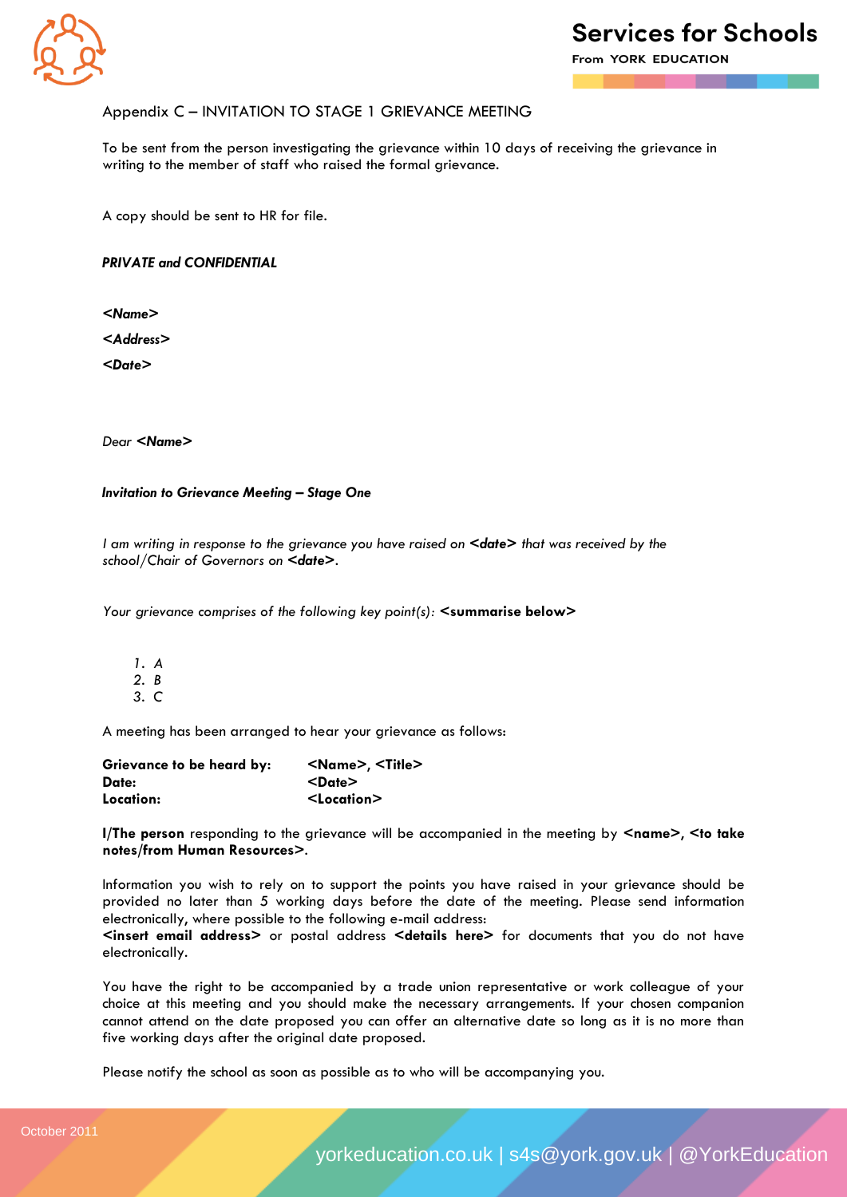Appendix C – INVITATION TO STAGE 1 GRIEVANCE MEETING

To be sent from the person investigating the grievance within 10 days of receiving the grievance in writing to the member of staff who raised the formal grievance.

A copy should be sent to HR for file.

***PRIVATE and CONFIDENTIAL***

***<Name>***

***<Address>***

***<Date>***

*Dear* ***<Name>***

***Invitation to Grievance Meeting – Stage One***

*I am writing in response to the grievance you have raised on* ***<date>*** *that was received by the school/Chair of Governors on* ***<date>****.*

*Your grievance comprises of the following key point(s):* **<summarise below>**

1. *A*
2. *B*
3. *C*

A meeting has been arranged to hear your grievance as follows:

**Grievance to be heard by:** **<Name>, <Title>**
**Date:** **<Date>**
**Location:** **<Location>**

**I/The person** responding to the grievance will be accompanied in the meeting by **<name>, <to take notes/from Human Resources>**.

Information you wish to rely on to support the points you have raised in your grievance should be provided no later than 5 working days before the date of the meeting. Please send information electronically, where possible to the following e-mail address:
**<insert email address>** or postal address **<details here>** for documents that you do not have electronically.

You have the right to be accompanied by a trade union representative or work colleague of your choice at this meeting and you should make the necessary arrangements. If your chosen companion cannot attend on the date proposed you can offer an alternative date so long as it is no more than five working days after the original date proposed.

Please notify the school as soon as possible as to who will be accompanying you.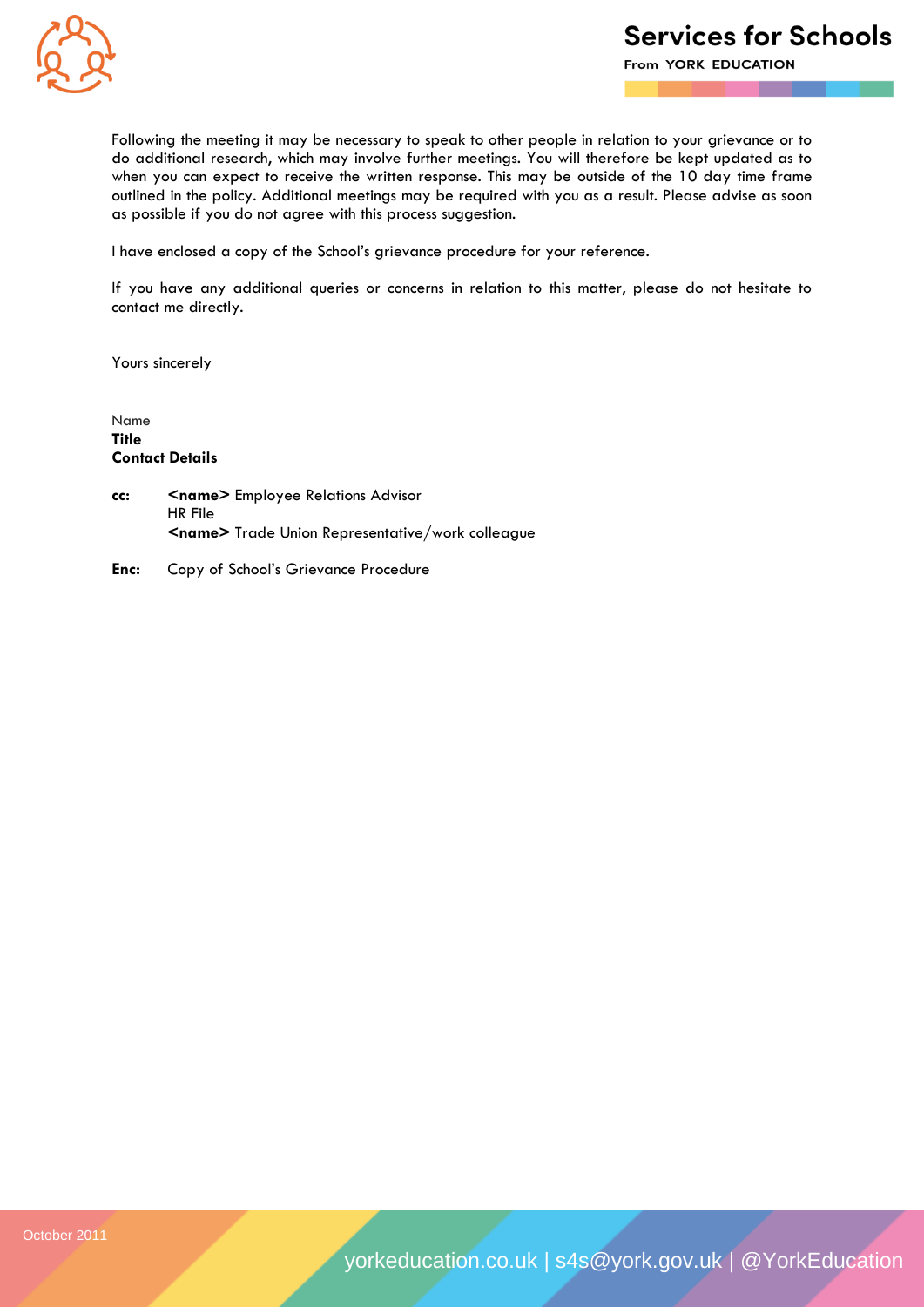Following the meeting it may be necessary to speak to other people in relation to your grievance or to do additional research, which may involve further meetings. You will therefore be kept updated as to when you can expect to receive the written response. This may be outside of the 10 day time frame outlined in the policy. Additional meetings may be required with you as a result. Please advise as soon as possible if you do not agree with this process suggestion.

I have enclosed a copy of the School's grievance procedure for your reference.

If you have any additional queries or concerns in relation to this matter, please do not hesitate to contact me directly.

Yours sincerely

Name
**Title**
**Contact Details**

**cc:** **<name>** Employee Relations Advisor
HR File
**<name>** Trade Union Representative/work colleague

**Enc:** Copy of School's Grievance Procedure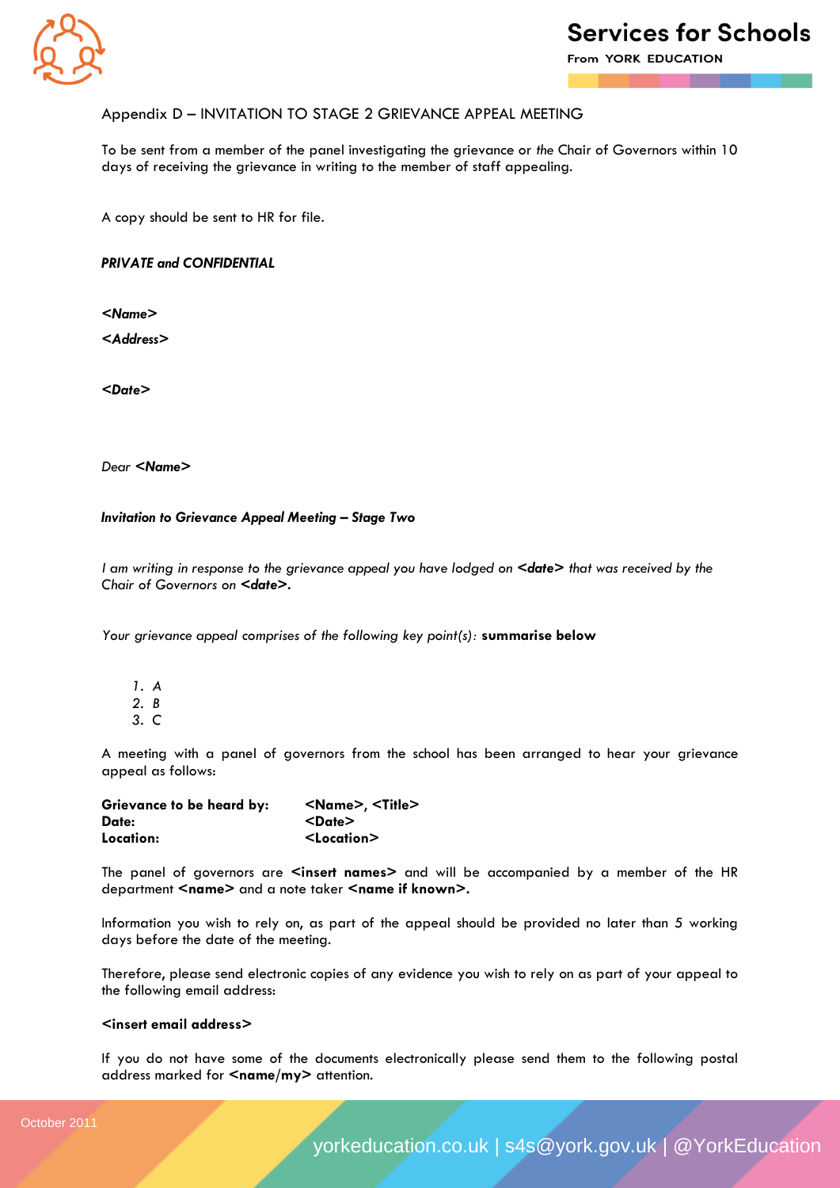## Appendix D – INVITATION TO STAGE 2 GRIEVANCE APPEAL MEETING

To be sent from a member of the panel investigating the grievance or *the* Chair of Governors within 10 days of receiving the grievance in writing to the member of staff appealing.

A copy should be sent to HR for file.

***PRIVATE and CONFIDENTIAL***

***<Name>***

***<Address>***

***<Date>***

*Dear* ***<Name>***

***Invitation to Grievance Appeal Meeting – Stage Two***

*I am writing in response to the grievance appeal you have lodged on* ***<date>*** *that was received by the Chair of Governors on* ***<date>.***

*Your grievance appeal comprises of the following key point(s):* **summarise below**

1. *A*
2. *B*
3. *C*

A meeting with a panel of governors from the school has been arranged to hear your grievance appeal as follows:

**Grievance to be heard by:** **<Name>, <Title>**
**Date:** **<Date>**
**Location:** **<Location>**

The panel of governors are **<insert names>** and will be accompanied by a member of the HR department **<name>** and a note taker **<name if known>.**

Information you wish to rely on, as part of the appeal should be provided no later than 5 working days before the date of the meeting.

Therefore, please send electronic copies of any evidence you wish to rely on as part of your appeal to the following email address:

**<insert email address>**

If you do not have some of the documents electronically please send them to the following postal address marked for **<name/my>** attention.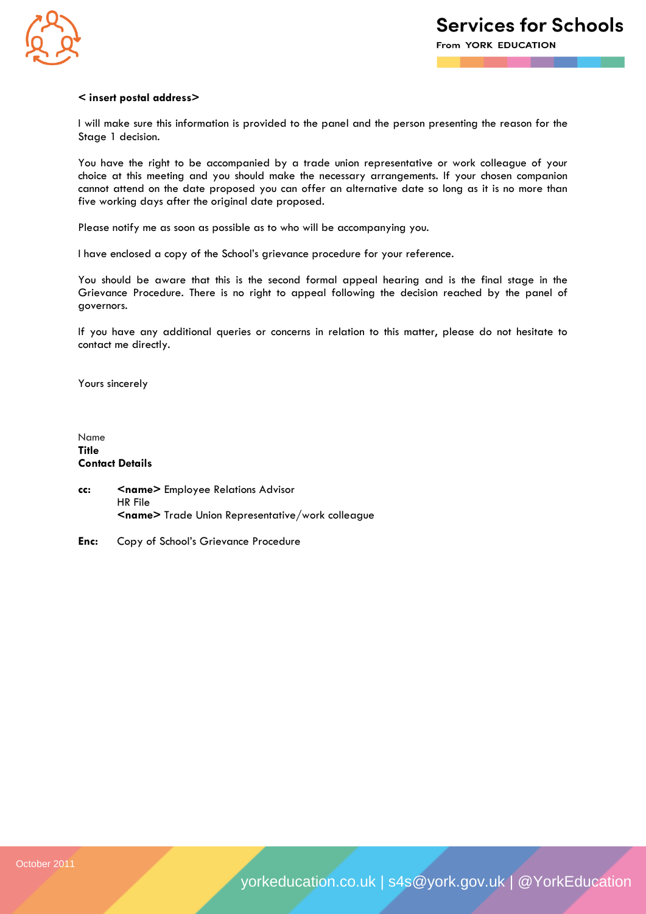**< insert postal address>**

I will make sure this information is provided to the panel and the person presenting the reason for the Stage 1 decision.

You have the right to be accompanied by a trade union representative or work colleague of your choice at this meeting and you should make the necessary arrangements. If your chosen companion cannot attend on the date proposed you can offer an alternative date so long as it is no more than five working days after the original date proposed.

Please notify me as soon as possible as to who will be accompanying you.

I have enclosed a copy of the School's grievance procedure for your reference.

You should be aware that this is the second formal appeal hearing and is the final stage in the Grievance Procedure. There is no right to appeal following the decision reached by the panel of governors.

If you have any additional queries or concerns in relation to this matter, please do not hesitate to contact me directly.

Yours sincerely

Name
**Title**
**Contact Details**

**cc:** **<name>** Employee Relations Advisor
HR File
**<name>** Trade Union Representative/work colleague

**Enc:** Copy of School's Grievance Procedure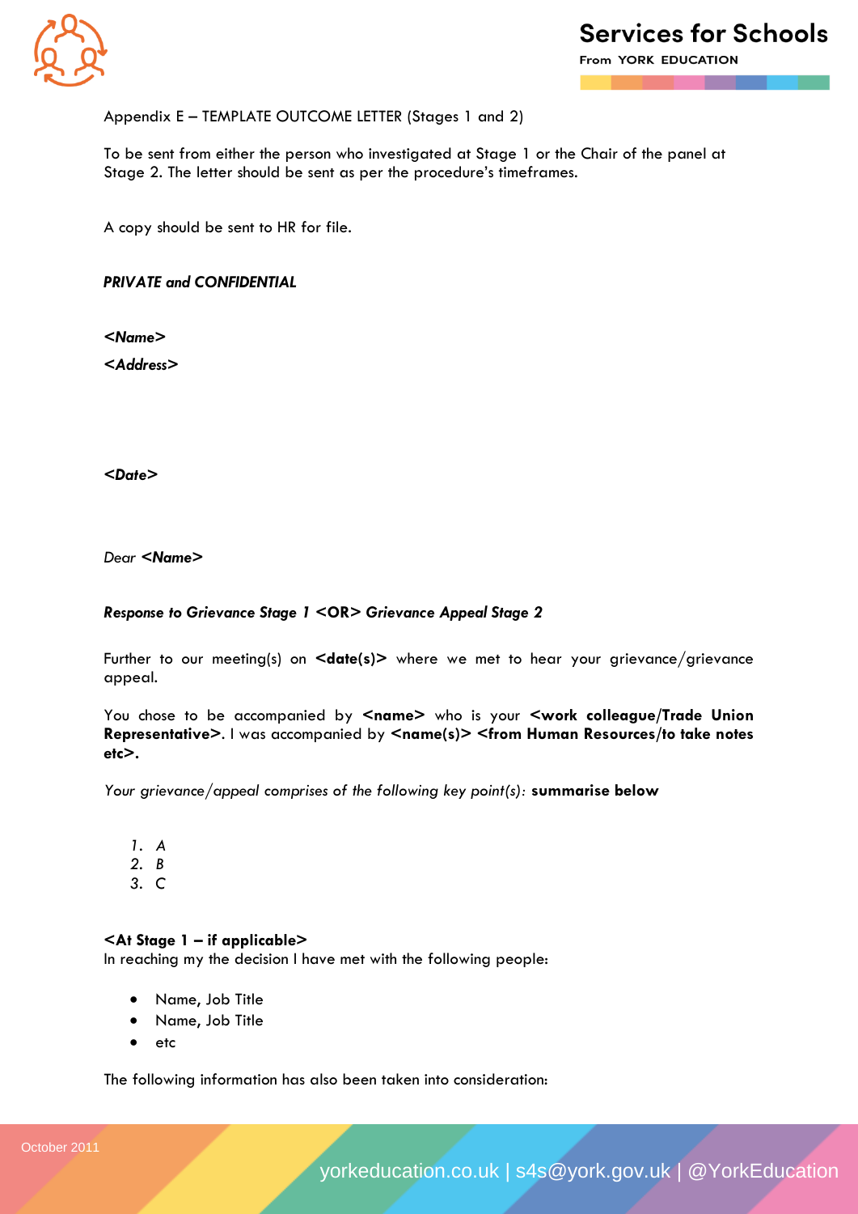Appendix E – TEMPLATE OUTCOME LETTER (Stages 1 and 2)

To be sent from either the person who investigated at Stage 1 or the Chair of the panel at Stage 2. The letter should be sent as per the procedure's timeframes.

A copy should be sent to HR for file.

***PRIVATE and CONFIDENTIAL***

***<Name>***

***<Address>***

***<Date>***

*Dear* ***<Name>***

***Response to Grievance Stage 1 <OR> Grievance Appeal Stage 2***

Further to our meeting(s) on **<date(s)>** where we met to hear your grievance/grievance appeal.

You chose to be accompanied by **<name>** who is your **<work colleague/Trade Union Representative>**. I was accompanied by **<name(s)> <from Human Resources/to take notes etc>.**

*Your grievance/appeal comprises of the following key point(s):* **summarise below**

1. *A*
2. *B*
3. *C*

**<At Stage 1 – if applicable>**
In reaching my the decision I have met with the following people:

- Name, Job Title
- Name, Job Title
- etc

The following information has also been taken into consideration: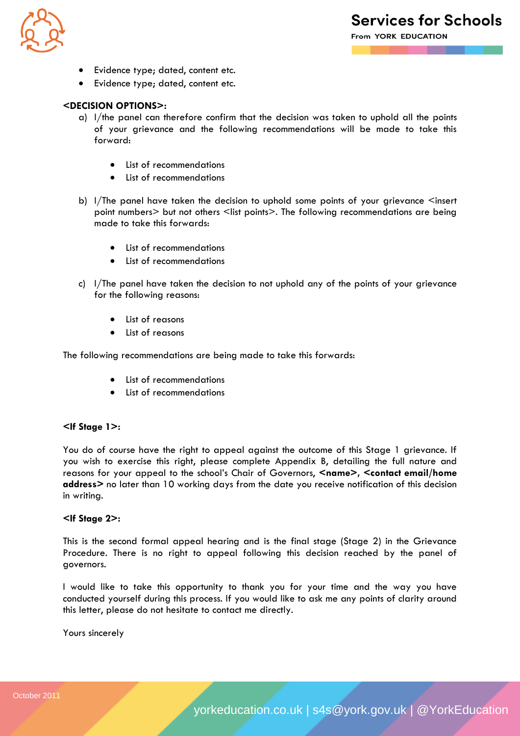- Evidence type; dated, content etc.
- Evidence type; dated, content etc.

**<DECISION OPTIONS>:**

a) I/the panel can therefore confirm that the decision was taken to uphold all the points of your grievance and the following recommendations will be made to take this forward:

   - List of recommendations
   - List of recommendations

b) I/The panel have taken the decision to uphold some points of your grievance <insert point numbers> but not others <list points>. The following recommendations are being made to take this forwards:

   - List of recommendations
   - List of recommendations

c) I/The panel have taken the decision to not uphold any of the points of your grievance for the following reasons:

   - List of reasons
   - List of reasons

The following recommendations are being made to take this forwards:

- List of recommendations
- List of recommendations

**<If Stage 1>:**

You do of course have the right to appeal against the outcome of this Stage 1 grievance. If you wish to exercise this right, please complete Appendix B, detailing the full nature and reasons for your appeal to the school's Chair of Governors, **<name>, <contact email/home address>** no later than 10 working days from the date you receive notification of this decision in writing.

**<If Stage 2>:**

This is the second formal appeal hearing and is the final stage (Stage 2) in the Grievance Procedure. There is no right to appeal following this decision reached by the panel of governors.

I would like to take this opportunity to thank you for your time and the way you have conducted yourself during this process. If you would like to ask me any points of clarity around this letter, please do not hesitate to contact me directly.

Yours sincerely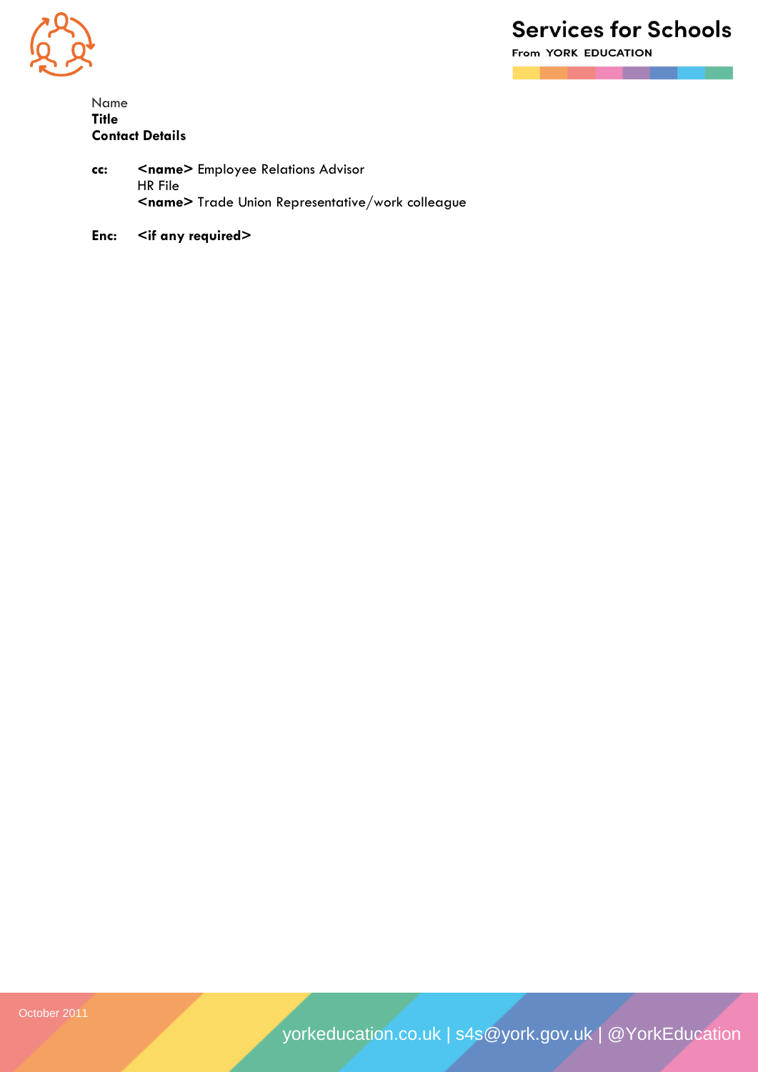Name
**Title**
**Contact Details**

**cc:** **<name>** Employee Relations Advisor
HR File
**<name>** Trade Union Representative/work colleague

**Enc:** **<if any required>**